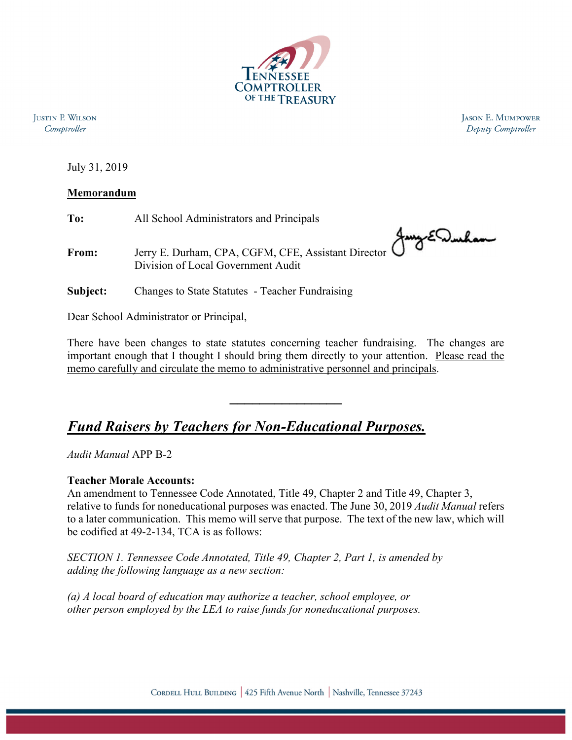TENNESSEE COMPTROLLER OF THE TREASURY

JUSTIN P. WILSON
*Comptroller*

JASON E. MUMPOWER
*Deputy Comptroller*

July 31, 2019

**Memorandum**

**To:** All School Administrators and Principals

**From:** Jerry E. Durham, CPA, CGFM, CFE, Assistant Director
Division of Local Government Audit

**Subject:** Changes to State Statutes - Teacher Fundraising

Dear School Administrator or Principal,

There have been changes to state statutes concerning teacher fundraising. The changes are important enough that I thought I should bring them directly to your attention. Please read the memo carefully and circulate the memo to administrative personnel and principals.

---

## ***Fund Raisers by Teachers for Non-Educational Purposes.***

*Audit Manual* APP B-2

**Teacher Morale Accounts:**
An amendment to Tennessee Code Annotated, Title 49, Chapter 2 and Title 49, Chapter 3, relative to funds for noneducational purposes was enacted. The June 30, 2019 *Audit Manual* refers to a later communication. This memo will serve that purpose. The text of the new law, which will be codified at 49-2-134, TCA is as follows:

*SECTION 1. Tennessee Code Annotated, Title 49, Chapter 2, Part 1, is amended by adding the following language as a new section:*

*(a) A local board of education may authorize a teacher, school employee, or other person employed by the LEA to raise funds for noneducational purposes.*

CORDELL HULL BUILDING | 425 Fifth Avenue North | Nashville, Tennessee 37243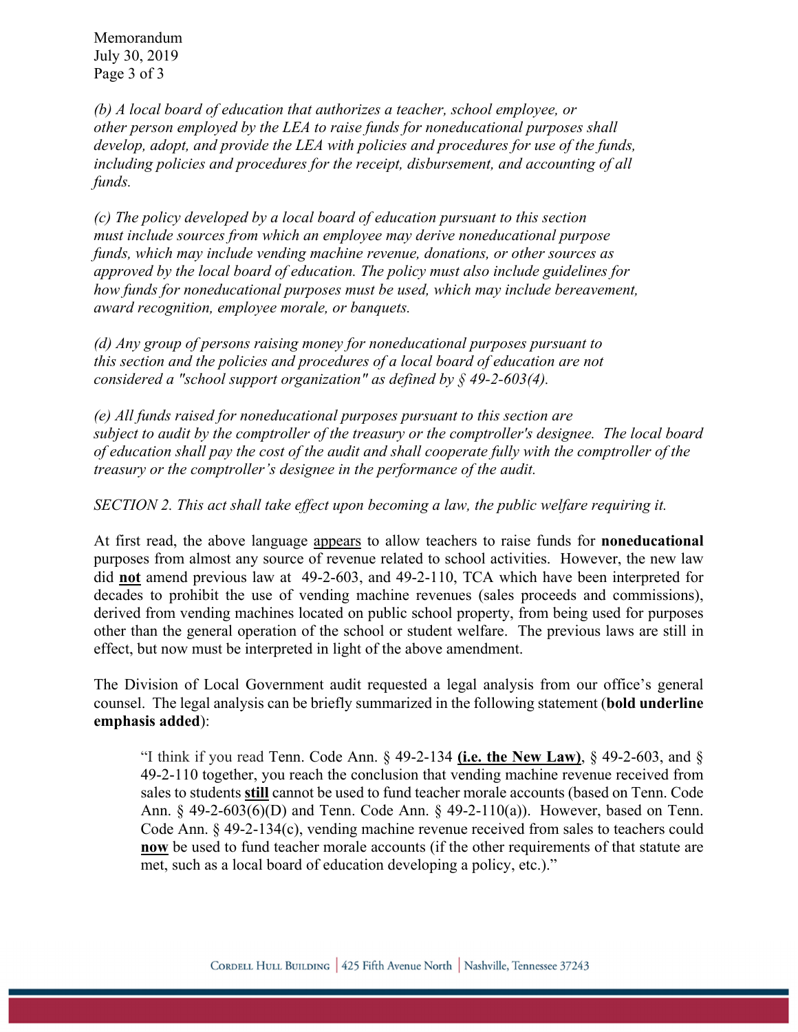*(b) A local board of education that authorizes a teacher, school employee, or other person employed by the LEA to raise funds for noneducational purposes shall develop, adopt, and provide the LEA with policies and procedures for use of the funds, including policies and procedures for the receipt, disbursement, and accounting of all funds.*

*(c) The policy developed by a local board of education pursuant to this section must include sources from which an employee may derive noneducational purpose funds, which may include vending machine revenue, donations, or other sources as approved by the local board of education. The policy must also include guidelines for how funds for noneducational purposes must be used, which may include bereavement, award recognition, employee morale, or banquets.*

*(d) Any group of persons raising money for noneducational purposes pursuant to this section and the policies and procedures of a local board of education are not considered a "school support organization" as defined by § 49-2-603(4).*

*(e) All funds raised for noneducational purposes pursuant to this section are subject to audit by the comptroller of the treasury or the comptroller's designee. The local board of education shall pay the cost of the audit and shall cooperate fully with the comptroller of the treasury or the comptroller's designee in the performance of the audit.*

*SECTION 2. This act shall take effect upon becoming a law, the public welfare requiring it.*

At first read, the above language <u>appears</u> to allow teachers to raise funds for **noneducational** purposes from almost any source of revenue related to school activities. However, the new law did **<u>not</u>** amend previous law at 49-2-603, and 49-2-110, TCA which have been interpreted for decades to prohibit the use of vending machine revenues (sales proceeds and commissions), derived from vending machines located on public school property, from being used for purposes other than the general operation of the school or student welfare. The previous laws are still in effect, but now must be interpreted in light of the above amendment.

The Division of Local Government audit requested a legal analysis from our office's general counsel. The legal analysis can be briefly summarized in the following statement (**bold underline emphasis added**):

> "I think if you read Tenn. Code Ann. § 49-2-134 **<u>(i.e. the New Law)</u>**, § 49-2-603, and § 49-2-110 together, you reach the conclusion that vending machine revenue received from sales to students **<u>still</u>** cannot be used to fund teacher morale accounts (based on Tenn. Code Ann. § 49-2-603(6)(D) and Tenn. Code Ann. § 49-2-110(a)). However, based on Tenn. Code Ann. § 49-2-134(c), vending machine revenue received from sales to teachers could **<u>now</u>** be used to fund teacher morale accounts (if the other requirements of that statute are met, such as a local board of education developing a policy, etc.)."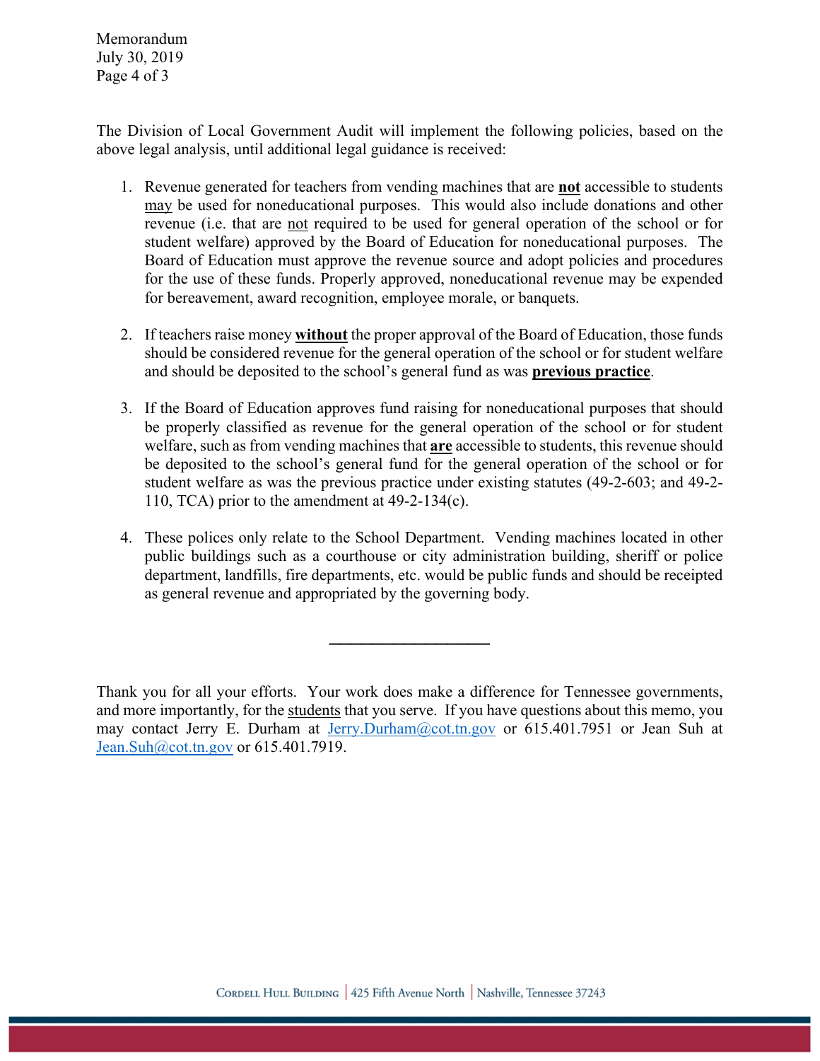The Division of Local Government Audit will implement the following policies, based on the above legal analysis, until additional legal guidance is received:

1. Revenue generated for teachers from vending machines that are **not** accessible to students may be used for noneducational purposes. This would also include donations and other revenue (i.e. that are not required to be used for general operation of the school or for student welfare) approved by the Board of Education for noneducational purposes. The Board of Education must approve the revenue source and adopt policies and procedures for the use of these funds. Properly approved, noneducational revenue may be expended for bereavement, award recognition, employee morale, or banquets.

2. If teachers raise money **without** the proper approval of the Board of Education, those funds should be considered revenue for the general operation of the school or for student welfare and should be deposited to the school's general fund as was **previous practice**.

3. If the Board of Education approves fund raising for noneducational purposes that should be properly classified as revenue for the general operation of the school or for student welfare, such as from vending machines that **are** accessible to students, this revenue should be deposited to the school's general fund for the general operation of the school or for student welfare as was the previous practice under existing statutes (49-2-603; and 49-2-110, TCA) prior to the amendment at 49-2-134(c).

4. These polices only relate to the School Department. Vending machines located in other public buildings such as a courthouse or city administration building, sheriff or police department, landfills, fire departments, etc. would be public funds and should be receipted as general revenue and appropriated by the governing body.

---

Thank you for all your efforts. Your work does make a difference for Tennessee governments, and more importantly, for the students that you serve. If you have questions about this memo, you may contact Jerry E. Durham at Jerry.Durham@cot.tn.gov or 615.401.7951 or Jean Suh at Jean.Suh@cot.tn.gov or 615.401.7919.